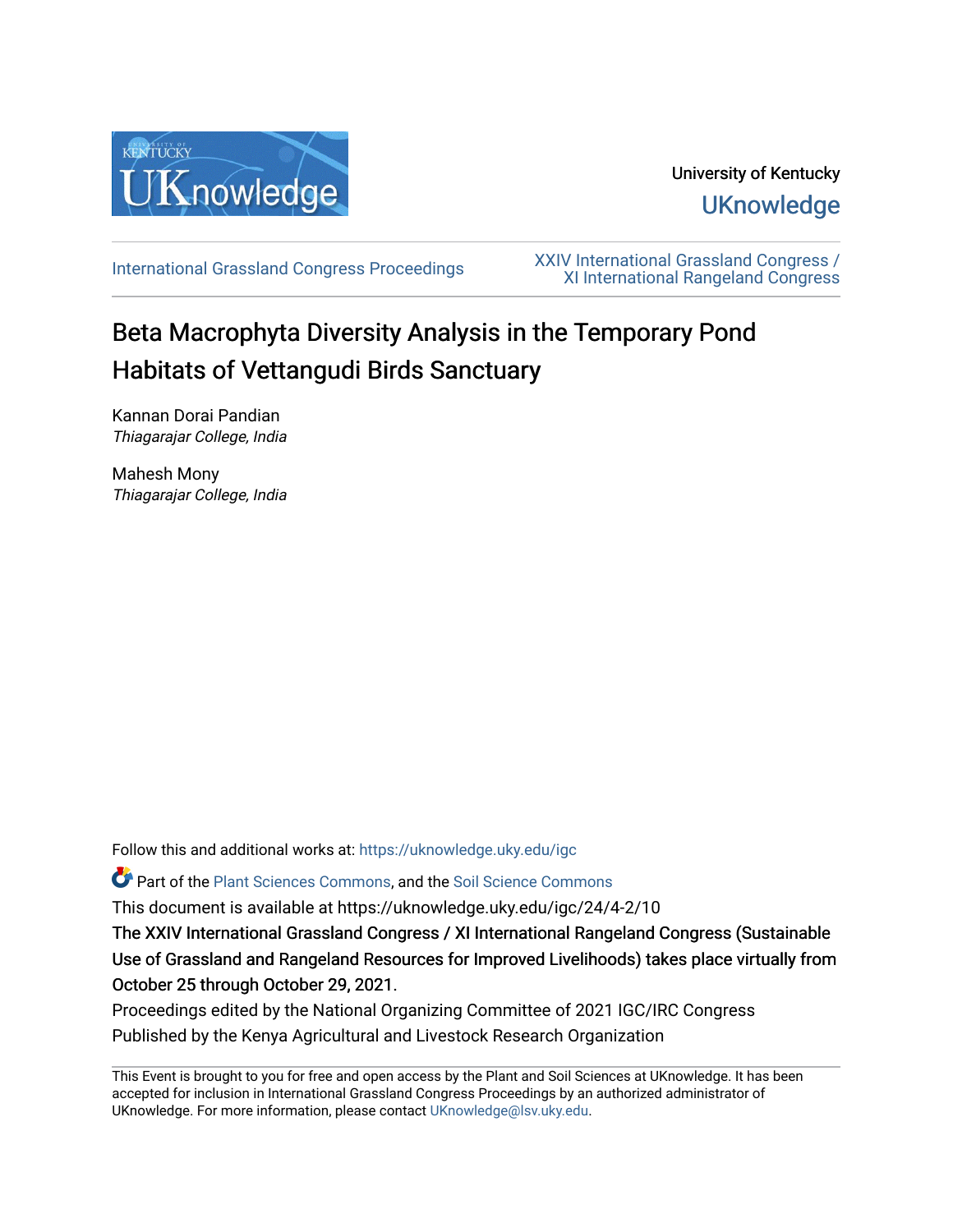University of Kentucky

UKnowledge

International Grassland Congress Proceedings

XXIV International Grassland Congress / XI International Rangeland Congress

# Beta Macrophyta Diversity Analysis in the Temporary Pond Habitats of Vettangudi Birds Sanctuary

Kannan Dorai Pandian
*Thiagarajar College, India*

Mahesh Mony
*Thiagarajar College, India*

Follow this and additional works at: https://uknowledge.uky.edu/igc

Part of the Plant Sciences Commons, and the Soil Science Commons

This document is available at https://uknowledge.uky.edu/igc/24/4-2/10

The XXIV International Grassland Congress / XI International Rangeland Congress (Sustainable Use of Grassland and Rangeland Resources for Improved Livelihoods) takes place virtually from October 25 through October 29, 2021.

Proceedings edited by the National Organizing Committee of 2021 IGC/IRC Congress

Published by the Kenya Agricultural and Livestock Research Organization

This Event is brought to you for free and open access by the Plant and Soil Sciences at UKnowledge. It has been accepted for inclusion in International Grassland Congress Proceedings by an authorized administrator of UKnowledge. For more information, please contact UKnowledge@lsv.uky.edu.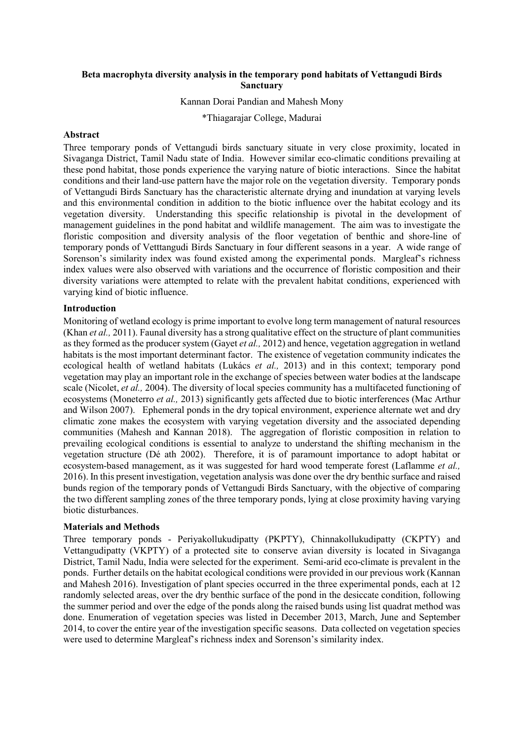**Beta macrophyta diversity analysis in the temporary pond habitats of Vettangudi Birds Sanctuary**

Kannan Dorai Pandian and Mahesh Mony

*Thiagarajar College, Madurai

## Abstract

Three temporary ponds of Vettangudi birds sanctuary situate in very close proximity, located in Sivaganga District, Tamil Nadu state of India. However similar eco-climatic conditions prevailing at these pond habitat, those ponds experience the varying nature of biotic interactions. Since the habitat conditions and their land-use pattern have the major role on the vegetation diversity. Temporary ponds of Vettangudi Birds Sanctuary has the characteristic alternate drying and inundation at varying levels and this environmental condition in addition to the biotic influence over the habitat ecology and its vegetation diversity. Understanding this specific relationship is pivotal in the development of management guidelines in the pond habitat and wildlife management. The aim was to investigate the floristic composition and diversity analysis of the floor vegetation of benthic and shore-line of temporary ponds of Vetttangudi Birds Sanctuary in four different seasons in a year. A wide range of Sorenson's similarity index was found existed among the experimental ponds. Margleaf's richness index values were also observed with variations and the occurrence of floristic composition and their diversity variations were attempted to relate with the prevalent habitat conditions, experienced with varying kind of biotic influence.

## Introduction

Monitoring of wetland ecology is prime important to evolve long term management of natural resources (Khan *et al.,* 2011). Faunal diversity has a strong qualitative effect on the structure of plant communities as they formed as the producer system (Gayet *et al.,* 2012) and hence, vegetation aggregation in wetland habitats is the most important determinant factor. The existence of vegetation community indicates the ecological health of wetland habitats (Lukács *et al.,* 2013) and in this context; temporary pond vegetation may play an important role in the exchange of species between water bodies at the landscape scale (Nicolet, *et al.,* 2004). The diversity of local species community has a multifaceted functioning of ecosystems (Moneterro *et al.,* 2013) significantly gets affected due to biotic interferences (Mac Arthur and Wilson 2007). Ephemeral ponds in the dry topical environment, experience alternate wet and dry climatic zone makes the ecosystem with varying vegetation diversity and the associated depending communities (Mahesh and Kannan 2018). The aggregation of floristic composition in relation to prevailing ecological conditions is essential to analyze to understand the shifting mechanism in the vegetation structure (Dé ath 2002). Therefore, it is of paramount importance to adopt habitat or ecosystem-based management, as it was suggested for hard wood temperate forest (Laflamme *et al.,* 2016). In this present investigation, vegetation analysis was done over the dry benthic surface and raised bunds region of the temporary ponds of Vettangudi Birds Sanctuary, with the objective of comparing the two different sampling zones of the three temporary ponds, lying at close proximity having varying biotic disturbances.

## Materials and Methods

Three temporary ponds - Periyakollukudipatty (PKPTY), Chinnakollukudipatty (CKPTY) and Vettangudipatty (VKPTY) of a protected site to conserve avian diversity is located in Sivaganga District, Tamil Nadu, India were selected for the experiment. Semi-arid eco-climate is prevalent in the ponds. Further details on the habitat ecological conditions were provided in our previous work (Kannan and Mahesh 2016). Investigation of plant species occurred in the three experimental ponds, each at 12 randomly selected areas, over the dry benthic surface of the pond in the desiccate condition, following the summer period and over the edge of the ponds along the raised bunds using list quadrat method was done. Enumeration of vegetation species was listed in December 2013, March, June and September 2014, to cover the entire year of the investigation specific seasons. Data collected on vegetation species were used to determine Margleaf's richness index and Sorenson's similarity index.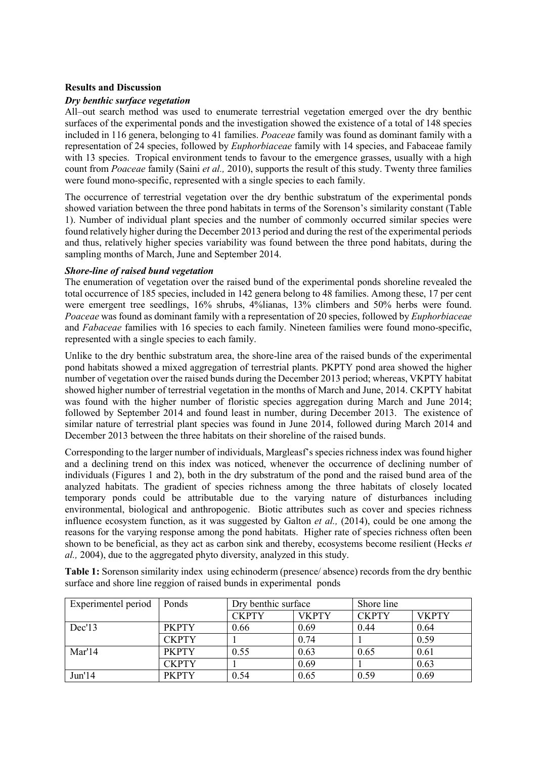## Results and Discussion

### *Dry benthic surface vegetation*

All–out search method was used to enumerate terrestrial vegetation emerged over the dry benthic surfaces of the experimental ponds and the investigation showed the existence of a total of 148 species included in 116 genera, belonging to 41 families. *Poaceae* family was found as dominant family with a representation of 24 species, followed by *Euphorbiaceae* family with 14 species, and Fabaceae family with 13 species. Tropical environment tends to favour to the emergence grasses, usually with a high count from *Poaceae* family (Saini *et al.,* 2010), supports the result of this study. Twenty three families were found mono-specific, represented with a single species to each family.

The occurrence of terrestrial vegetation over the dry benthic substratum of the experimental ponds showed variation between the three pond habitats in terms of the Sorenson's similarity constant (Table 1). Number of individual plant species and the number of commonly occurred similar species were found relatively higher during the December 2013 period and during the rest of the experimental periods and thus, relatively higher species variability was found between the three pond habitats, during the sampling months of March, June and September 2014.

### *Shore-line of raised bund vegetation*

The enumeration of vegetation over the raised bund of the experimental ponds shoreline revealed the total occurrence of 185 species, included in 142 genera belong to 48 families. Among these, 17 per cent were emergent tree seedlings, 16% shrubs, 4%lianas, 13% climbers and 50% herbs were found. *Poaceae* was found as dominant family with a representation of 20 species, followed by *Euphorbiaceae* and *Fabaceae* families with 16 species to each family. Nineteen families were found mono-specific, represented with a single species to each family.

Unlike to the dry benthic substratum area, the shore-line area of the raised bunds of the experimental pond habitats showed a mixed aggregation of terrestrial plants. PKPTY pond area showed the higher number of vegetation over the raised bunds during the December 2013 period; whereas, VKPTY habitat showed higher number of terrestrial vegetation in the months of March and June, 2014. CKPTY habitat was found with the higher number of floristic species aggregation during March and June 2014; followed by September 2014 and found least in number, during December 2013. The existence of similar nature of terrestrial plant species was found in June 2014, followed during March 2014 and December 2013 between the three habitats on their shoreline of the raised bunds.

Corresponding to the larger number of individuals, Margleasf's species richness index was found higher and a declining trend on this index was noticed, whenever the occurrence of declining number of individuals (Figures 1 and 2), both in the dry substratum of the pond and the raised bund area of the analyzed habitats. The gradient of species richness among the three habitats of closely located temporary ponds could be attributable due to the varying nature of disturbances including environmental, biological and anthropogenic. Biotic attributes such as cover and species richness influence ecosystem function, as it was suggested by Galton *et al.,* (2014), could be one among the reasons for the varying response among the pond habitats. Higher rate of species richness often been shown to be beneficial, as they act as carbon sink and thereby, ecosystems become resilient (Hecks *et al.,* 2004), due to the aggregated phyto diversity, analyzed in this study.

**Table 1:** Sorenson similarity index using echinoderm (presence/ absence) records from the dry benthic surface and shore line reggion of raised bunds in experimental ponds

| Experimentel period | Ponds | Dry benthic surface | | Shore line | |
|---|---|---|---|---|---|
| | | CKPTY | VKPTY | CKPTY | VKPTY |
| Dec'13 | PKPTY | 0.66 | 0.69 | 0.44 | 0.64 |
| | CKPTY | 1 | 0.74 | 1 | 0.59 |
| Mar'14 | PKPTY | 0.55 | 0.63 | 0.65 | 0.61 |
| | CKPTY | 1 | 0.69 | 1 | 0.63 |
| Jun'14 | PKPTY | 0.54 | 0.65 | 0.59 | 0.69 |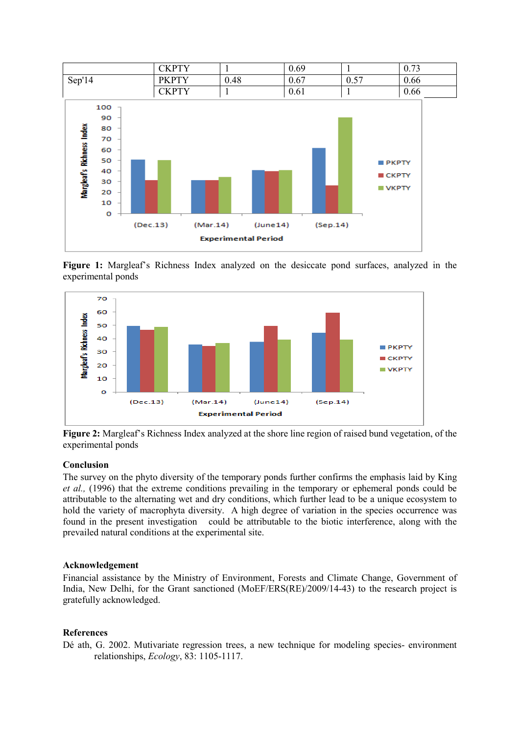|  | CKPTY | 1 | 0.69 | 1 | 0.73 |
| --- | --- | --- | --- | --- | --- |
| Sep'14 | PKPTY | 0.48 | 0.67 | 0.57 | 0.66 |
|  | CKPTY | 1 | 0.61 | 1 | 0.66 |

**Figure 1:** Margleaf's Richness Index analyzed on the desiccate pond surfaces, analyzed in the experimental ponds

**Figure 2:** Margleaf's Richness Index analyzed at the shore line region of raised bund vegetation, of the experimental ponds

## Conclusion

The survey on the phyto diversity of the temporary ponds further confirms the emphasis laid by King *et al.,* (1996) that the extreme conditions prevailing in the temporary or ephemeral ponds could be attributable to the alternating wet and dry conditions, which further lead to be a unique ecosystem to hold the variety of macrophyta diversity. A high degree of variation in the species occurrence was found in the present investigation could be attributable to the biotic interference, along with the prevailed natural conditions at the experimental site.

## Acknowledgement

Financial assistance by the Ministry of Environment, Forests and Climate Change, Government of India, New Delhi, for the Grant sanctioned (MoEF/ERS(RE)/2009/14-43) to the research project is gratefully acknowledged.

## References

Dé ath, G. 2002. Mutivariate regression trees, a new technique for modeling species- environment relationships, *Ecology*, 83: 1105-1117.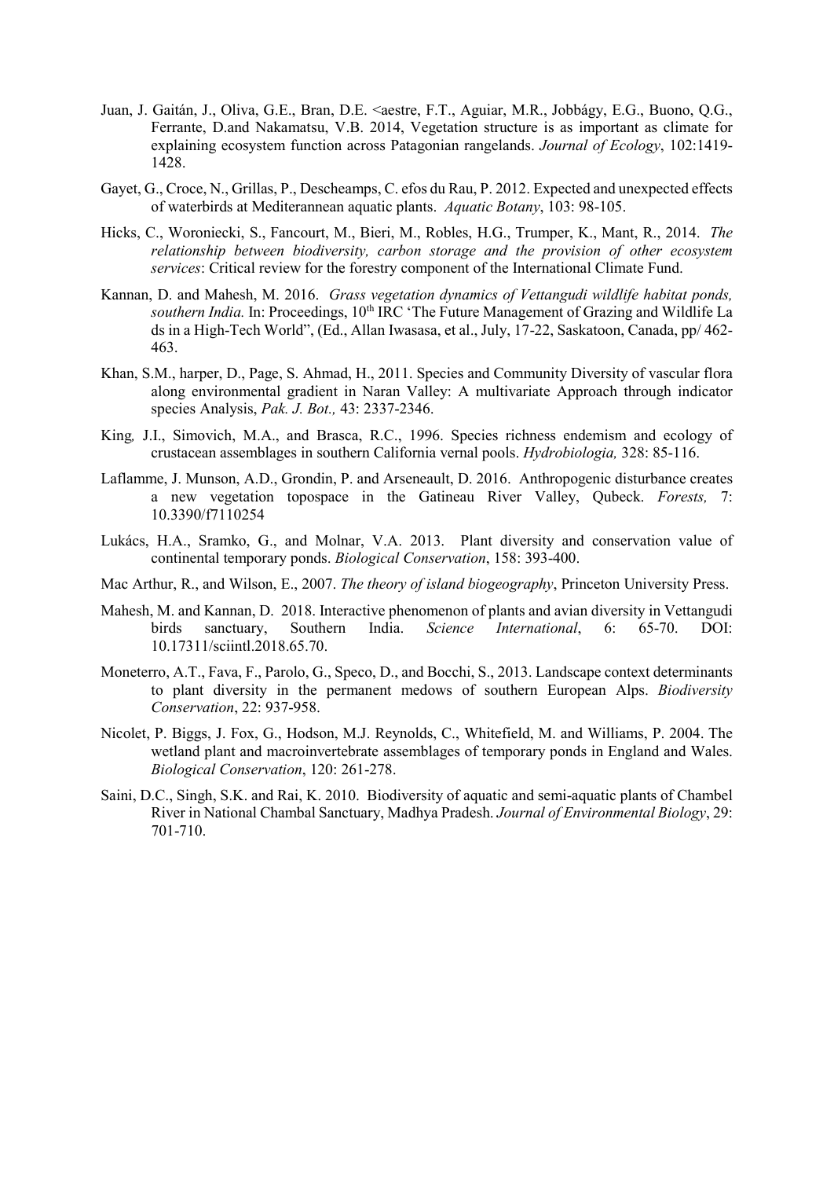Juan, J. Gaitán, J., Oliva, G.E., Bran, D.E. <aestre, F.T., Aguiar, M.R., Jobbágy, E.G., Buono, Q.G., Ferrante, D.and Nakamatsu, V.B. 2014, Vegetation structure is as important as climate for explaining ecosystem function across Patagonian rangelands. *Journal of Ecology*, 102:1419-1428.

Gayet, G., Croce, N., Grillas, P., Descheamps, C. efos du Rau, P. 2012. Expected and unexpected effects of waterbirds at Mediterannean aquatic plants. *Aquatic Botany*, 103: 98-105.

Hicks, C., Woroniecki, S., Fancourt, M., Bieri, M., Robles, H.G., Trumper, K., Mant, R., 2014. *The relationship between biodiversity, carbon storage and the provision of other ecosystem services*: Critical review for the forestry component of the International Climate Fund.

Kannan, D. and Mahesh, M. 2016. *Grass vegetation dynamics of Vettangudi wildlife habitat ponds, southern India.* In: Proceedings, 10th IRC 'The Future Management of Grazing and Wildlife La ds in a High-Tech World", (Ed., Allan Iwasasa, et al., July, 17-22, Saskatoon, Canada, pp/ 462-463.

Khan, S.M., harper, D., Page, S. Ahmad, H., 2011. Species and Community Diversity of vascular flora along environmental gradient in Naran Valley: A multivariate Approach through indicator species Analysis, *Pak. J. Bot.,* 43: 2337-2346.

King, J.I., Simovich, M.A., and Brasca, R.C., 1996. Species richness endemism and ecology of crustacean assemblages in southern California vernal pools. *Hydrobiologia,* 328: 85-116.

Laflamme, J. Munson, A.D., Grondin, P. and Arseneault, D. 2016. Anthropogenic disturbance creates a new vegetation topospace in the Gatineau River Valley, Qubeck. *Forests,* 7: 10.3390/f7110254

Lukács, H.A., Sramko, G., and Molnar, V.A. 2013. Plant diversity and conservation value of continental temporary ponds. *Biological Conservation*, 158: 393-400.

Mac Arthur, R., and Wilson, E., 2007. *The theory of island biogeography*, Princeton University Press.

Mahesh, M. and Kannan, D. 2018. Interactive phenomenon of plants and avian diversity in Vettangudi birds sanctuary, Southern India. *Science International*, 6: 65-70. DOI: 10.17311/sciintl.2018.65.70.

Moneterro, A.T., Fava, F., Parolo, G., Speco, D., and Bocchi, S., 2013. Landscape context determinants to plant diversity in the permanent medows of southern European Alps. *Biodiversity Conservation*, 22: 937-958.

Nicolet, P. Biggs, J. Fox, G., Hodson, M.J. Reynolds, C., Whitefield, M. and Williams, P. 2004. The wetland plant and macroinvertebrate assemblages of temporary ponds in England and Wales. *Biological Conservation*, 120: 261-278.

Saini, D.C., Singh, S.K. and Rai, K. 2010. Biodiversity of aquatic and semi-aquatic plants of Chambel River in National Chambal Sanctuary, Madhya Pradesh. *Journal of Environmental Biology*, 29: 701-710.